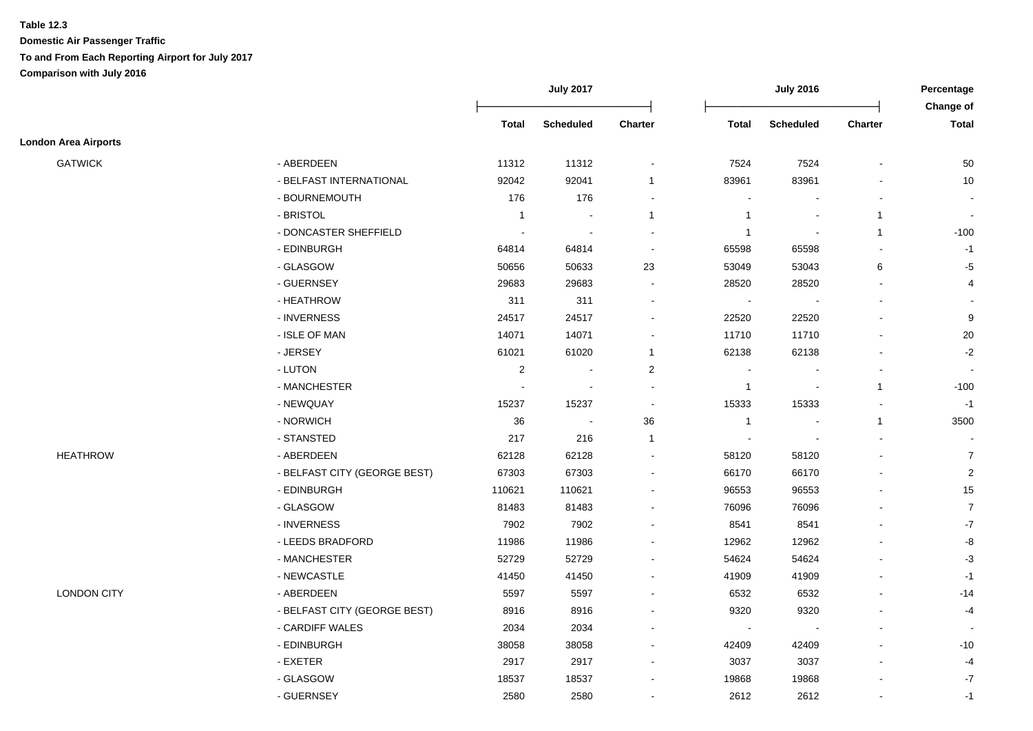**Table 12.3**

**Domestic Air Passenger Traffic**

**To and From Each Reporting Airport for July 2017**

**Comparison with July 2016**

| | | July 2017 | | | July 2016 | | | Percentage Change of |
|---|---|---|---|---|---|---|---|---|
| | | Total | Scheduled | Charter | Total | Scheduled | Charter | Total |
| **London Area Airports** | | | | | | | | |
| GATWICK | - ABERDEEN | 11312 | 11312 | - | 7524 | 7524 | - | 50 |
| | - BELFAST INTERNATIONAL | 92042 | 92041 | 1 | 83961 | 83961 | - | 10 |
| | - BOURNEMOUTH | 176 | 176 | - | - | - | - | - |
| | - BRISTOL | 1 | - | 1 | 1 | - | 1 | - |
| | - DONCASTER SHEFFIELD | - | - | - | 1 | - | 1 | -100 |
| | - EDINBURGH | 64814 | 64814 | - | 65598 | 65598 | - | -1 |
| | - GLASGOW | 50656 | 50633 | 23 | 53049 | 53043 | 6 | -5 |
| | - GUERNSEY | 29683 | 29683 | - | 28520 | 28520 | - | 4 |
| | - HEATHROW | 311 | 311 | - | - | - | - | - |
| | - INVERNESS | 24517 | 24517 | - | 22520 | 22520 | - | 9 |
| | - ISLE OF MAN | 14071 | 14071 | - | 11710 | 11710 | - | 20 |
| | - JERSEY | 61021 | 61020 | 1 | 62138 | 62138 | - | -2 |
| | - LUTON | 2 | - | 2 | - | - | - | - |
| | - MANCHESTER | - | - | - | 1 | - | 1 | -100 |
| | - NEWQUAY | 15237 | 15237 | - | 15333 | 15333 | - | -1 |
| | - NORWICH | 36 | - | 36 | 1 | - | 1 | 3500 |
| | - STANSTED | 217 | 216 | 1 | - | - | - | - |
| HEATHROW | - ABERDEEN | 62128 | 62128 | - | 58120 | 58120 | - | 7 |
| | - BELFAST CITY (GEORGE BEST) | 67303 | 67303 | - | 66170 | 66170 | - | 2 |
| | - EDINBURGH | 110621 | 110621 | - | 96553 | 96553 | - | 15 |
| | - GLASGOW | 81483 | 81483 | - | 76096 | 76096 | - | 7 |
| | - INVERNESS | 7902 | 7902 | - | 8541 | 8541 | - | -7 |
| | - LEEDS BRADFORD | 11986 | 11986 | - | 12962 | 12962 | - | -8 |
| | - MANCHESTER | 52729 | 52729 | - | 54624 | 54624 | - | -3 |
| | - NEWCASTLE | 41450 | 41450 | - | 41909 | 41909 | - | -1 |
| LONDON CITY | - ABERDEEN | 5597 | 5597 | - | 6532 | 6532 | - | -14 |
| | - BELFAST CITY (GEORGE BEST) | 8916 | 8916 | - | 9320 | 9320 | - | -4 |
| | - CARDIFF WALES | 2034 | 2034 | - | - | - | - | - |
| | - EDINBURGH | 38058 | 38058 | - | 42409 | 42409 | - | -10 |
| | - EXETER | 2917 | 2917 | - | 3037 | 3037 | - | -4 |
| | - GLASGOW | 18537 | 18537 | - | 19868 | 19868 | - | -7 |
| | - GUERNSEY | 2580 | 2580 | - | 2612 | 2612 | - | -1 |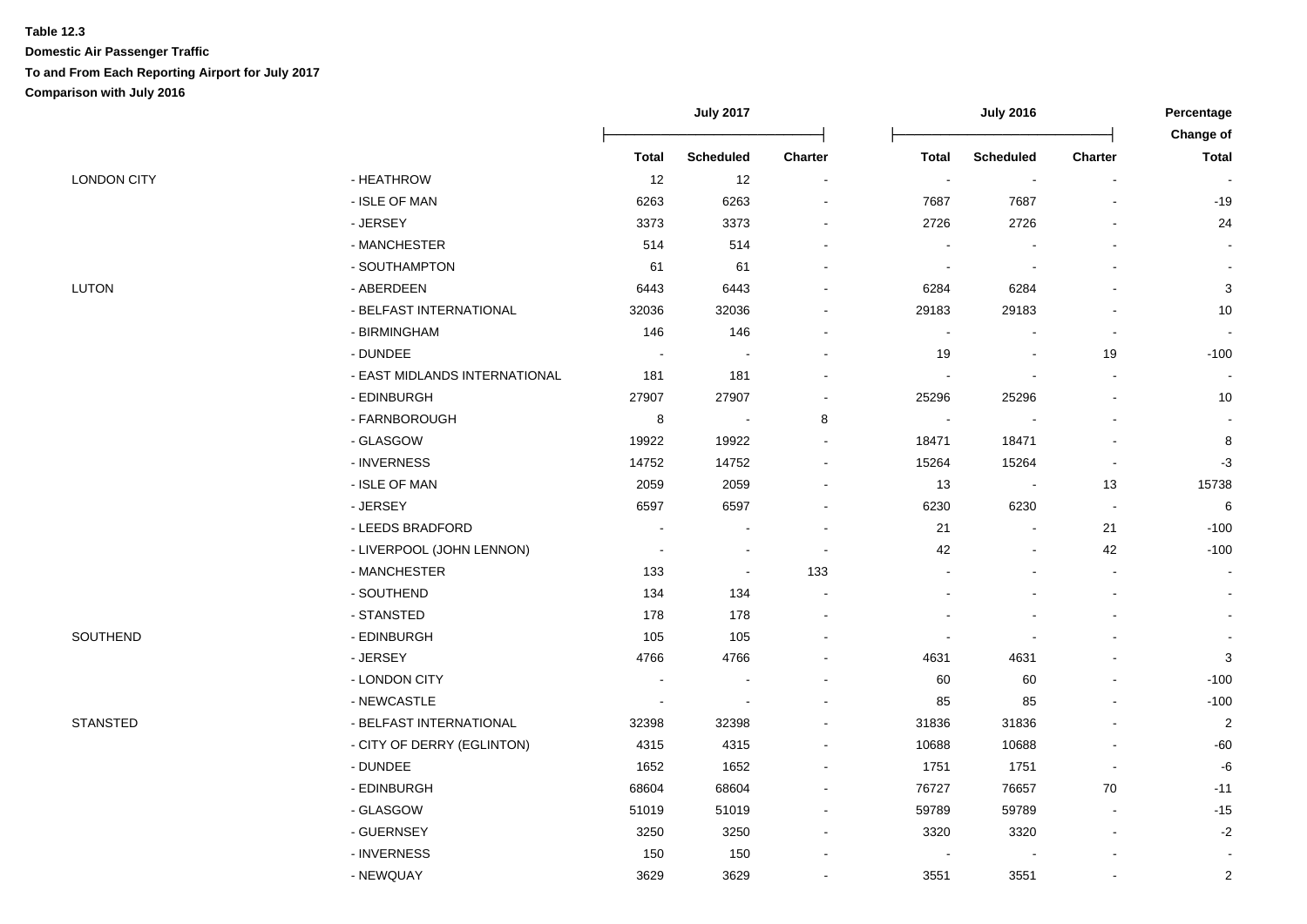**Table 12.3**

**Domestic Air Passenger Traffic**

**To and From Each Reporting Airport for July 2017**

**Comparison with July 2016**

| | | July 2017 | | | July 2016 | | | Percentage Change of |
|---|---|---|---|---|---|---|---|---|
| | | Total | Scheduled | Charter | Total | Scheduled | Charter | Total |
| LONDON CITY | - HEATHROW | 12 | 12 | - | - | - | - | - |
| | - ISLE OF MAN | 6263 | 6263 | - | 7687 | 7687 | - | -19 |
| | - JERSEY | 3373 | 3373 | - | 2726 | 2726 | - | 24 |
| | - MANCHESTER | 514 | 514 | - | - | - | - | - |
| | - SOUTHAMPTON | 61 | 61 | - | - | - | - | - |
| LUTON | - ABERDEEN | 6443 | 6443 | - | 6284 | 6284 | - | 3 |
| | - BELFAST INTERNATIONAL | 32036 | 32036 | - | 29183 | 29183 | - | 10 |
| | - BIRMINGHAM | 146 | 146 | - | - | - | - | - |
| | - DUNDEE | - | - | - | 19 | - | 19 | -100 |
| | - EAST MIDLANDS INTERNATIONAL | 181 | 181 | - | - | - | - | - |
| | - EDINBURGH | 27907 | 27907 | - | 25296 | 25296 | - | 10 |
| | - FARNBOROUGH | 8 | - | 8 | - | - | - | - |
| | - GLASGOW | 19922 | 19922 | - | 18471 | 18471 | - | 8 |
| | - INVERNESS | 14752 | 14752 | - | 15264 | 15264 | - | -3 |
| | - ISLE OF MAN | 2059 | 2059 | - | 13 | - | 13 | 15738 |
| | - JERSEY | 6597 | 6597 | - | 6230 | 6230 | - | 6 |
| | - LEEDS BRADFORD | - | - | - | 21 | - | 21 | -100 |
| | - LIVERPOOL (JOHN LENNON) | - | - | - | 42 | - | 42 | -100 |
| | - MANCHESTER | 133 | - | 133 | - | - | - | - |
| | - SOUTHEND | 134 | 134 | - | - | - | - | - |
| | - STANSTED | 178 | 178 | - | - | - | - | - |
| SOUTHEND | - EDINBURGH | 105 | 105 | - | - | - | - | - |
| | - JERSEY | 4766 | 4766 | - | 4631 | 4631 | - | 3 |
| | - LONDON CITY | - | - | - | 60 | 60 | - | -100 |
| | - NEWCASTLE | - | - | - | 85 | 85 | - | -100 |
| STANSTED | - BELFAST INTERNATIONAL | 32398 | 32398 | - | 31836 | 31836 | - | 2 |
| | - CITY OF DERRY (EGLINTON) | 4315 | 4315 | - | 10688 | 10688 | - | -60 |
| | - DUNDEE | 1652 | 1652 | - | 1751 | 1751 | - | -6 |
| | - EDINBURGH | 68604 | 68604 | - | 76727 | 76657 | 70 | -11 |
| | - GLASGOW | 51019 | 51019 | - | 59789 | 59789 | - | -15 |
| | - GUERNSEY | 3250 | 3250 | - | 3320 | 3320 | - | -2 |
| | - INVERNESS | 150 | 150 | - | - | - | - | - |
| | - NEWQUAY | 3629 | 3629 | - | 3551 | 3551 | - | 2 |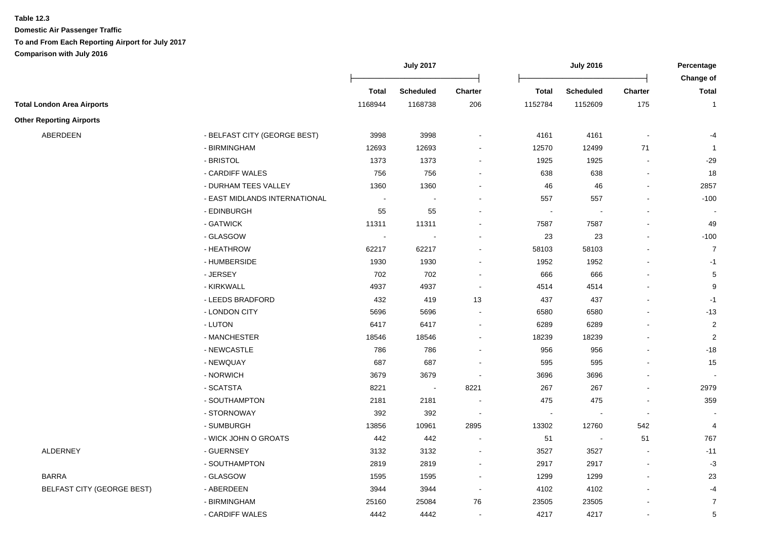**Table 12.3**

**Domestic Air Passenger Traffic**

**To and From Each Reporting Airport for July 2017**

**Comparison with July 2016**

| | | July 2017 | | | July 2016 | | | Percentage Change of |
|---|---|---|---|---|---|---|---|---|
| | | Total | Scheduled | Charter | Total | Scheduled | Charter | Total |
| **Total London Area Airports** | | 1168944 | 1168738 | 206 | 1152784 | 1152609 | 175 | 1 |
| **Other Reporting Airports** | | | | | | | | |
| ABERDEEN | - BELFAST CITY (GEORGE BEST) | 3998 | 3998 | - | 4161 | 4161 | - | -4 |
| | - BIRMINGHAM | 12693 | 12693 | - | 12570 | 12499 | 71 | 1 |
| | - BRISTOL | 1373 | 1373 | - | 1925 | 1925 | - | -29 |
| | - CARDIFF WALES | 756 | 756 | - | 638 | 638 | - | 18 |
| | - DURHAM TEES VALLEY | 1360 | 1360 | - | 46 | 46 | - | 2857 |
| | - EAST MIDLANDS INTERNATIONAL | - | - | - | 557 | 557 | - | -100 |
| | - EDINBURGH | 55 | 55 | - | - | - | - | - |
| | - GATWICK | 11311 | 11311 | - | 7587 | 7587 | - | 49 |
| | - GLASGOW | - | - | - | 23 | 23 | - | -100 |
| | - HEATHROW | 62217 | 62217 | - | 58103 | 58103 | - | 7 |
| | - HUMBERSIDE | 1930 | 1930 | - | 1952 | 1952 | - | -1 |
| | - JERSEY | 702 | 702 | - | 666 | 666 | - | 5 |
| | - KIRKWALL | 4937 | 4937 | - | 4514 | 4514 | - | 9 |
| | - LEEDS BRADFORD | 432 | 419 | 13 | 437 | 437 | - | -1 |
| | - LONDON CITY | 5696 | 5696 | - | 6580 | 6580 | - | -13 |
| | - LUTON | 6417 | 6417 | - | 6289 | 6289 | - | 2 |
| | - MANCHESTER | 18546 | 18546 | - | 18239 | 18239 | - | 2 |
| | - NEWCASTLE | 786 | 786 | - | 956 | 956 | - | -18 |
| | - NEWQUAY | 687 | 687 | - | 595 | 595 | - | 15 |
| | - NORWICH | 3679 | 3679 | - | 3696 | 3696 | - | - |
| | - SCATSTA | 8221 | - | 8221 | 267 | 267 | - | 2979 |
| | - SOUTHAMPTON | 2181 | 2181 | - | 475 | 475 | - | 359 |
| | - STORNOWAY | 392 | 392 | - | - | - | - | - |
| | - SUMBURGH | 13856 | 10961 | 2895 | 13302 | 12760 | 542 | 4 |
| | - WICK JOHN O GROATS | 442 | 442 | - | 51 | - | 51 | 767 |
| ALDERNEY | - GUERNSEY | 3132 | 3132 | - | 3527 | 3527 | - | -11 |
| | - SOUTHAMPTON | 2819 | 2819 | - | 2917 | 2917 | - | -3 |
| BARRA | - GLASGOW | 1595 | 1595 | - | 1299 | 1299 | - | 23 |
| BELFAST CITY (GEORGE BEST) | - ABERDEEN | 3944 | 3944 | - | 4102 | 4102 | - | -4 |
| | - BIRMINGHAM | 25160 | 25084 | 76 | 23505 | 23505 | - | 7 |
| | - CARDIFF WALES | 4442 | 4442 | - | 4217 | 4217 | - | 5 |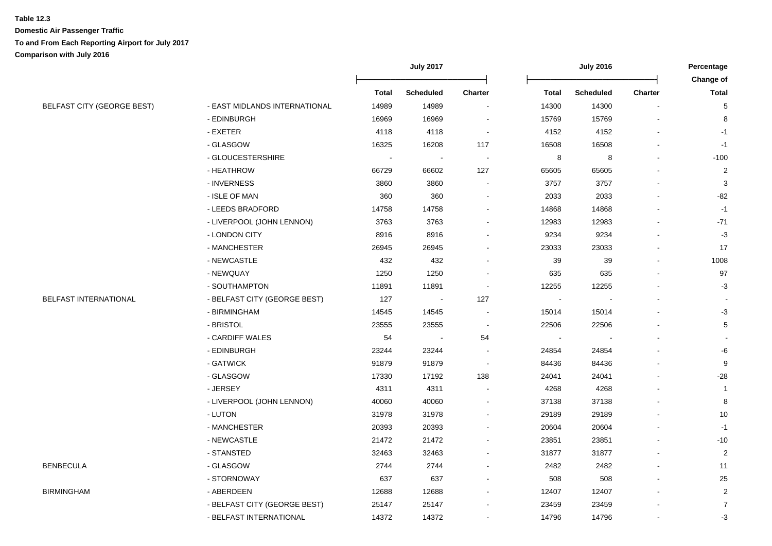**Table 12.3**

**Domestic Air Passenger Traffic**

**To and From Each Reporting Airport for July 2017**

**Comparison with July 2016**

| | | July 2017 | | | July 2016 | | | Percentage Change of |
|---|---|---|---|---|---|---|---|---|
| | | Total | Scheduled | Charter | Total | Scheduled | Charter | Total |
| BELFAST CITY (GEORGE BEST) | - EAST MIDLANDS INTERNATIONAL | 14989 | 14989 | - | 14300 | 14300 | - | 5 |
| | - EDINBURGH | 16969 | 16969 | - | 15769 | 15769 | - | 8 |
| | - EXETER | 4118 | 4118 | - | 4152 | 4152 | - | -1 |
| | - GLASGOW | 16325 | 16208 | 117 | 16508 | 16508 | - | -1 |
| | - GLOUCESTERSHIRE | - | - | - | 8 | 8 | - | -100 |
| | - HEATHROW | 66729 | 66602 | 127 | 65605 | 65605 | - | 2 |
| | - INVERNESS | 3860 | 3860 | - | 3757 | 3757 | - | 3 |
| | - ISLE OF MAN | 360 | 360 | - | 2033 | 2033 | - | -82 |
| | - LEEDS BRADFORD | 14758 | 14758 | - | 14868 | 14868 | - | -1 |
| | - LIVERPOOL (JOHN LENNON) | 3763 | 3763 | - | 12983 | 12983 | - | -71 |
| | - LONDON CITY | 8916 | 8916 | - | 9234 | 9234 | - | -3 |
| | - MANCHESTER | 26945 | 26945 | - | 23033 | 23033 | - | 17 |
| | - NEWCASTLE | 432 | 432 | - | 39 | 39 | - | 1008 |
| | - NEWQUAY | 1250 | 1250 | - | 635 | 635 | - | 97 |
| | - SOUTHAMPTON | 11891 | 11891 | - | 12255 | 12255 | - | -3 |
| BELFAST INTERNATIONAL | - BELFAST CITY (GEORGE BEST) | 127 | - | 127 | - | - | - | - |
| | - BIRMINGHAM | 14545 | 14545 | - | 15014 | 15014 | - | -3 |
| | - BRISTOL | 23555 | 23555 | - | 22506 | 22506 | - | 5 |
| | - CARDIFF WALES | 54 | - | 54 | - | - | - | - |
| | - EDINBURGH | 23244 | 23244 | - | 24854 | 24854 | - | -6 |
| | - GATWICK | 91879 | 91879 | - | 84436 | 84436 | - | 9 |
| | - GLASGOW | 17330 | 17192 | 138 | 24041 | 24041 | - | -28 |
| | - JERSEY | 4311 | 4311 | - | 4268 | 4268 | - | 1 |
| | - LIVERPOOL (JOHN LENNON) | 40060 | 40060 | - | 37138 | 37138 | - | 8 |
| | - LUTON | 31978 | 31978 | - | 29189 | 29189 | - | 10 |
| | - MANCHESTER | 20393 | 20393 | - | 20604 | 20604 | - | -1 |
| | - NEWCASTLE | 21472 | 21472 | - | 23851 | 23851 | - | -10 |
| | - STANSTED | 32463 | 32463 | - | 31877 | 31877 | - | 2 |
| BENBECULA | - GLASGOW | 2744 | 2744 | - | 2482 | 2482 | - | 11 |
| | - STORNOWAY | 637 | 637 | - | 508 | 508 | - | 25 |
| BIRMINGHAM | - ABERDEEN | 12688 | 12688 | - | 12407 | 12407 | - | 2 |
| | - BELFAST CITY (GEORGE BEST) | 25147 | 25147 | - | 23459 | 23459 | - | 7 |
| | - BELFAST INTERNATIONAL | 14372 | 14372 | - | 14796 | 14796 | - | -3 |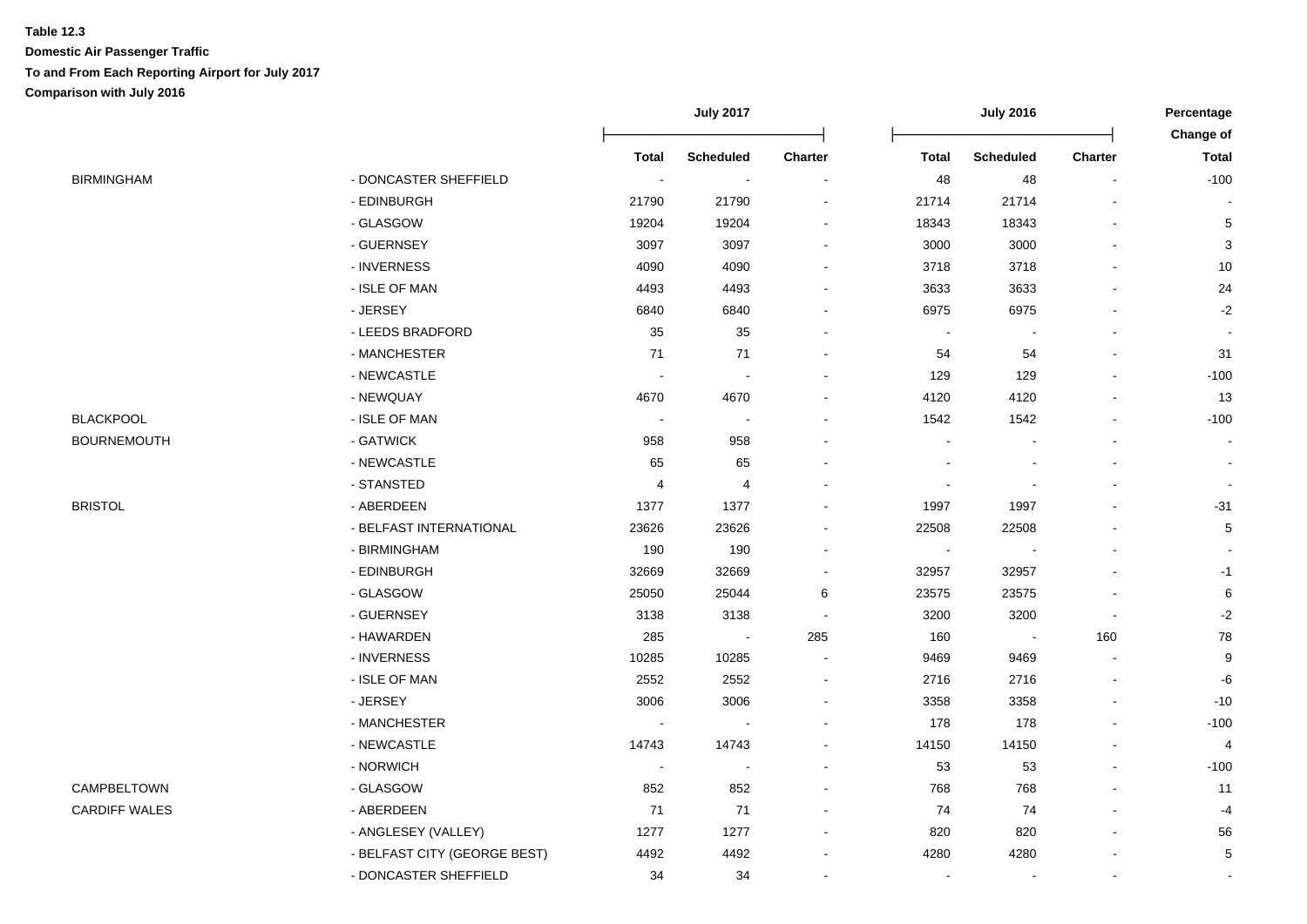**Table 12.3**

**Domestic Air Passenger Traffic**

**To and From Each Reporting Airport for July 2017**

**Comparison with July 2016**

| | | July 2017 | | | July 2016 | | | Percentage Change of |
|---|---|---|---|---|---|---|---|---|
| | | Total | Scheduled | Charter | Total | Scheduled | Charter | Total |
| BIRMINGHAM | - DONCASTER SHEFFIELD | - | - | - | 48 | 48 | - | -100 |
| | - EDINBURGH | 21790 | 21790 | - | 21714 | 21714 | - | - |
| | - GLASGOW | 19204 | 19204 | - | 18343 | 18343 | - | 5 |
| | - GUERNSEY | 3097 | 3097 | - | 3000 | 3000 | - | 3 |
| | - INVERNESS | 4090 | 4090 | - | 3718 | 3718 | - | 10 |
| | - ISLE OF MAN | 4493 | 4493 | - | 3633 | 3633 | - | 24 |
| | - JERSEY | 6840 | 6840 | - | 6975 | 6975 | - | -2 |
| | - LEEDS BRADFORD | 35 | 35 | - | - | - | - | - |
| | - MANCHESTER | 71 | 71 | - | 54 | 54 | - | 31 |
| | - NEWCASTLE | - | - | - | 129 | 129 | - | -100 |
| | - NEWQUAY | 4670 | 4670 | - | 4120 | 4120 | - | 13 |
| BLACKPOOL | - ISLE OF MAN | - | - | - | 1542 | 1542 | - | -100 |
| BOURNEMOUTH | - GATWICK | 958 | 958 | - | - | - | - | - |
| | - NEWCASTLE | 65 | 65 | - | - | - | - | - |
| | - STANSTED | 4 | 4 | - | - | - | - | - |
| BRISTOL | - ABERDEEN | 1377 | 1377 | - | 1997 | 1997 | - | -31 |
| | - BELFAST INTERNATIONAL | 23626 | 23626 | - | 22508 | 22508 | - | 5 |
| | - BIRMINGHAM | 190 | 190 | - | - | - | - | - |
| | - EDINBURGH | 32669 | 32669 | - | 32957 | 32957 | - | -1 |
| | - GLASGOW | 25050 | 25044 | 6 | 23575 | 23575 | - | 6 |
| | - GUERNSEY | 3138 | 3138 | - | 3200 | 3200 | - | -2 |
| | - HAWARDEN | 285 | - | 285 | 160 | - | 160 | 78 |
| | - INVERNESS | 10285 | 10285 | - | 9469 | 9469 | - | 9 |
| | - ISLE OF MAN | 2552 | 2552 | - | 2716 | 2716 | - | -6 |
| | - JERSEY | 3006 | 3006 | - | 3358 | 3358 | - | -10 |
| | - MANCHESTER | - | - | - | 178 | 178 | - | -100 |
| | - NEWCASTLE | 14743 | 14743 | - | 14150 | 14150 | - | 4 |
| | - NORWICH | - | - | - | 53 | 53 | - | -100 |
| CAMPBELTOWN | - GLASGOW | 852 | 852 | - | 768 | 768 | - | 11 |
| CARDIFF WALES | - ABERDEEN | 71 | 71 | - | 74 | 74 | - | -4 |
| | - ANGLESEY (VALLEY) | 1277 | 1277 | - | 820 | 820 | - | 56 |
| | - BELFAST CITY (GEORGE BEST) | 4492 | 4492 | - | 4280 | 4280 | - | 5 |
| | - DONCASTER SHEFFIELD | 34 | 34 | - | - | - | - | - |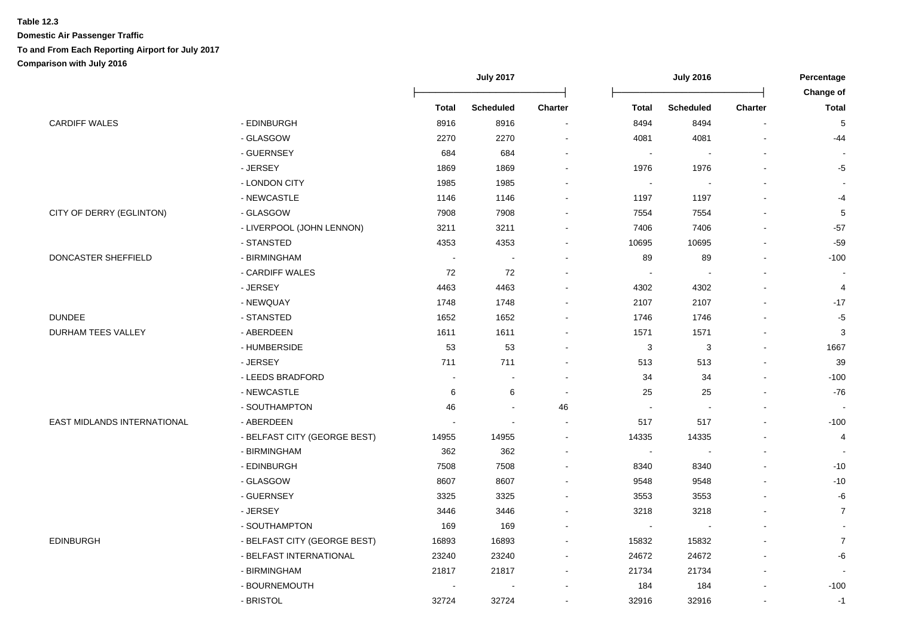**Table 12.3**

**Domestic Air Passenger Traffic**

**To and From Each Reporting Airport for July 2017**

**Comparison with July 2016**

| | | July 2017 | | | July 2016 | | | Percentage Change of |
|---|---|---|---|---|---|---|---|---|
| | | Total | Scheduled | Charter | Total | Scheduled | Charter | Total |
| CARDIFF WALES | - EDINBURGH | 8916 | 8916 | - | 8494 | 8494 | - | 5 |
| | - GLASGOW | 2270 | 2270 | - | 4081 | 4081 | - | -44 |
| | - GUERNSEY | 684 | 684 | - | - | - | - | - |
| | - JERSEY | 1869 | 1869 | - | 1976 | 1976 | - | -5 |
| | - LONDON CITY | 1985 | 1985 | - | - | - | - | - |
| | - NEWCASTLE | 1146 | 1146 | - | 1197 | 1197 | - | -4 |
| CITY OF DERRY (EGLINTON) | - GLASGOW | 7908 | 7908 | - | 7554 | 7554 | - | 5 |
| | - LIVERPOOL (JOHN LENNON) | 3211 | 3211 | - | 7406 | 7406 | - | -57 |
| | - STANSTED | 4353 | 4353 | - | 10695 | 10695 | - | -59 |
| DONCASTER SHEFFIELD | - BIRMINGHAM | - | - | - | 89 | 89 | - | -100 |
| | - CARDIFF WALES | 72 | 72 | - | - | - | - | - |
| | - JERSEY | 4463 | 4463 | - | 4302 | 4302 | - | 4 |
| | - NEWQUAY | 1748 | 1748 | - | 2107 | 2107 | - | -17 |
| DUNDEE | - STANSTED | 1652 | 1652 | - | 1746 | 1746 | - | -5 |
| DURHAM TEES VALLEY | - ABERDEEN | 1611 | 1611 | - | 1571 | 1571 | - | 3 |
| | - HUMBERSIDE | 53 | 53 | - | 3 | 3 | - | 1667 |
| | - JERSEY | 711 | 711 | - | 513 | 513 | - | 39 |
| | - LEEDS BRADFORD | - | - | - | 34 | 34 | - | -100 |
| | - NEWCASTLE | 6 | 6 | - | 25 | 25 | - | -76 |
| | - SOUTHAMPTON | 46 | - | 46 | - | - | - | - |
| EAST MIDLANDS INTERNATIONAL | - ABERDEEN | - | - | - | 517 | 517 | - | -100 |
| | - BELFAST CITY (GEORGE BEST) | 14955 | 14955 | - | 14335 | 14335 | - | 4 |
| | - BIRMINGHAM | 362 | 362 | - | - | - | - | - |
| | - EDINBURGH | 7508 | 7508 | - | 8340 | 8340 | - | -10 |
| | - GLASGOW | 8607 | 8607 | - | 9548 | 9548 | - | -10 |
| | - GUERNSEY | 3325 | 3325 | - | 3553 | 3553 | - | -6 |
| | - JERSEY | 3446 | 3446 | - | 3218 | 3218 | - | 7 |
| | - SOUTHAMPTON | 169 | 169 | - | - | - | - | - |
| EDINBURGH | - BELFAST CITY (GEORGE BEST) | 16893 | 16893 | - | 15832 | 15832 | - | 7 |
| | - BELFAST INTERNATIONAL | 23240 | 23240 | - | 24672 | 24672 | - | -6 |
| | - BIRMINGHAM | 21817 | 21817 | - | 21734 | 21734 | - | - |
| | - BOURNEMOUTH | - | - | - | 184 | 184 | - | -100 |
| | - BRISTOL | 32724 | 32724 | - | 32916 | 32916 | - | -1 |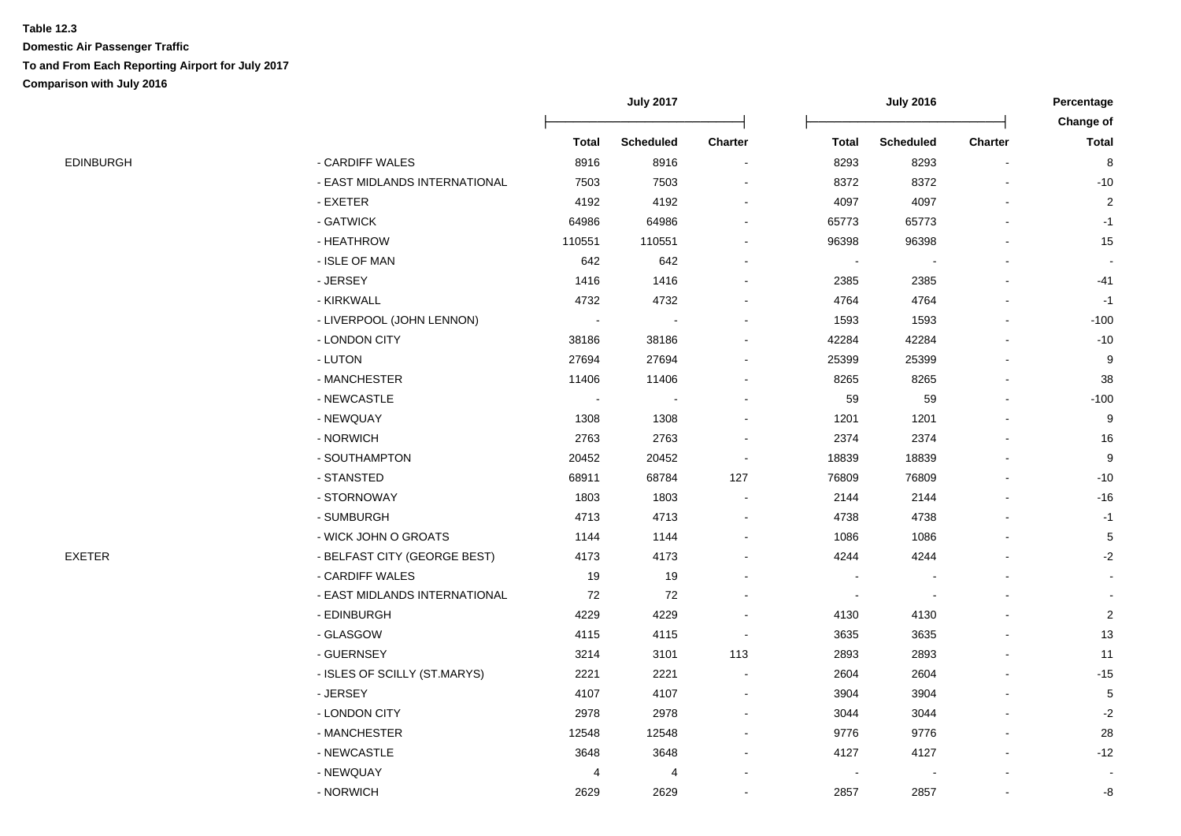**Table 12.3**

**Domestic Air Passenger Traffic**

**To and From Each Reporting Airport for July 2017**

**Comparison with July 2016**

| | | July 2017 | | | July 2016 | | | Percentage Change of |
|---|---|---|---|---|---|---|---|---|
| | | Total | Scheduled | Charter | Total | Scheduled | Charter | Total |
| EDINBURGH | - CARDIFF WALES | 8916 | 8916 | - | 8293 | 8293 | - | 8 |
| | - EAST MIDLANDS INTERNATIONAL | 7503 | 7503 | - | 8372 | 8372 | - | -10 |
| | - EXETER | 4192 | 4192 | - | 4097 | 4097 | - | 2 |
| | - GATWICK | 64986 | 64986 | - | 65773 | 65773 | - | -1 |
| | - HEATHROW | 110551 | 110551 | - | 96398 | 96398 | - | 15 |
| | - ISLE OF MAN | 642 | 642 | - | - | - | - | - |
| | - JERSEY | 1416 | 1416 | - | 2385 | 2385 | - | -41 |
| | - KIRKWALL | 4732 | 4732 | - | 4764 | 4764 | - | -1 |
| | - LIVERPOOL (JOHN LENNON) | - | - | - | 1593 | 1593 | - | -100 |
| | - LONDON CITY | 38186 | 38186 | - | 42284 | 42284 | - | -10 |
| | - LUTON | 27694 | 27694 | - | 25399 | 25399 | - | 9 |
| | - MANCHESTER | 11406 | 11406 | - | 8265 | 8265 | - | 38 |
| | - NEWCASTLE | - | - | - | 59 | 59 | - | -100 |
| | - NEWQUAY | 1308 | 1308 | - | 1201 | 1201 | - | 9 |
| | - NORWICH | 2763 | 2763 | - | 2374 | 2374 | - | 16 |
| | - SOUTHAMPTON | 20452 | 20452 | - | 18839 | 18839 | - | 9 |
| | - STANSTED | 68911 | 68784 | 127 | 76809 | 76809 | - | -10 |
| | - STORNOWAY | 1803 | 1803 | - | 2144 | 2144 | - | -16 |
| | - SUMBURGH | 4713 | 4713 | - | 4738 | 4738 | - | -1 |
| | - WICK JOHN O GROATS | 1144 | 1144 | - | 1086 | 1086 | - | 5 |
| EXETER | - BELFAST CITY (GEORGE BEST) | 4173 | 4173 | - | 4244 | 4244 | - | -2 |
| | - CARDIFF WALES | 19 | 19 | - | - | - | - | - |
| | - EAST MIDLANDS INTERNATIONAL | 72 | 72 | - | - | - | - | - |
| | - EDINBURGH | 4229 | 4229 | - | 4130 | 4130 | - | 2 |
| | - GLASGOW | 4115 | 4115 | - | 3635 | 3635 | - | 13 |
| | - GUERNSEY | 3214 | 3101 | 113 | 2893 | 2893 | - | 11 |
| | - ISLES OF SCILLY (ST.MARYS) | 2221 | 2221 | - | 2604 | 2604 | - | -15 |
| | - JERSEY | 4107 | 4107 | - | 3904 | 3904 | - | 5 |
| | - LONDON CITY | 2978 | 2978 | - | 3044 | 3044 | - | -2 |
| | - MANCHESTER | 12548 | 12548 | - | 9776 | 9776 | - | 28 |
| | - NEWCASTLE | 3648 | 3648 | - | 4127 | 4127 | - | -12 |
| | - NEWQUAY | 4 | 4 | - | - | - | - | - |
| | - NORWICH | 2629 | 2629 | - | 2857 | 2857 | - | -8 |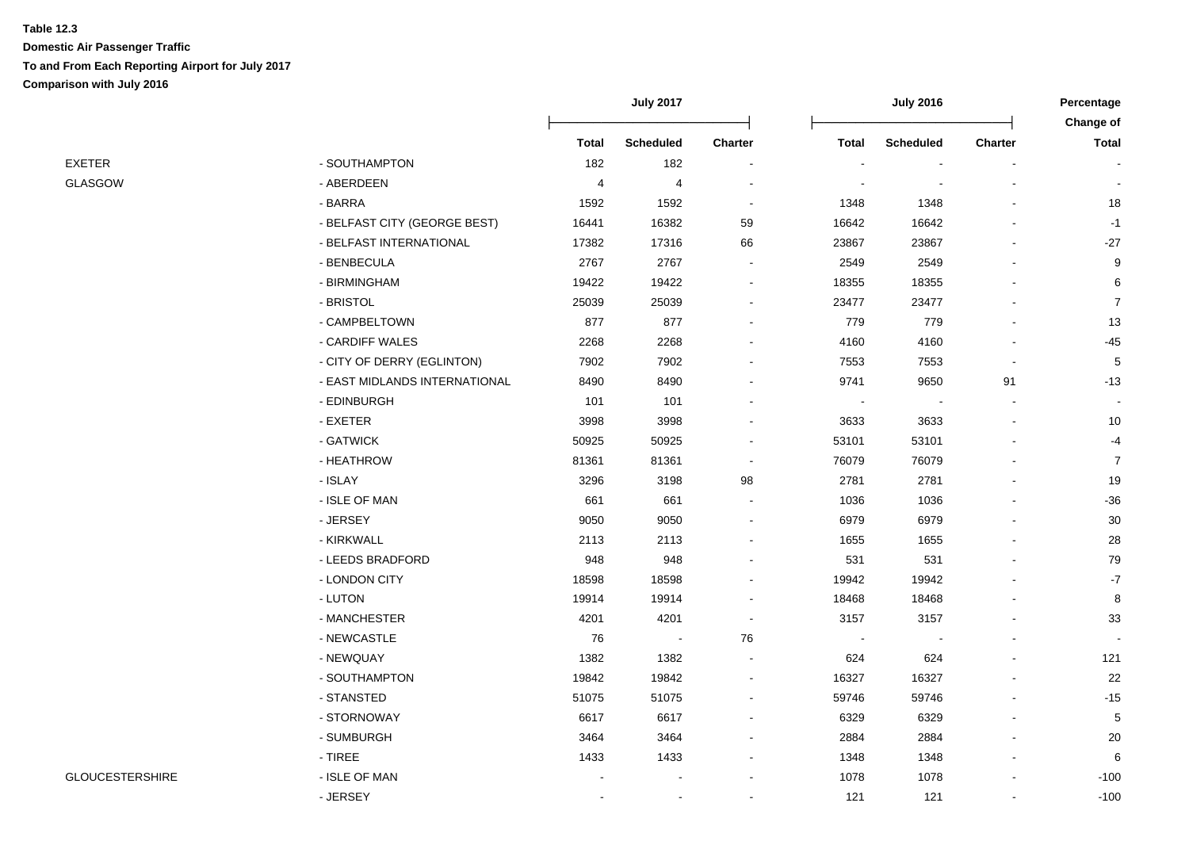**Table 12.3**

**Domestic Air Passenger Traffic**

**To and From Each Reporting Airport for July 2017**

**Comparison with July 2016**

| | | July 2017 | | | July 2016 | | | Percentage Change of |
|---|---|---|---|---|---|---|---|---|
| | | Total | Scheduled | Charter | Total | Scheduled | Charter | Total |
| EXETER | - SOUTHAMPTON | 182 | 182 | - | - | - | - | - |
| GLASGOW | - ABERDEEN | 4 | 4 | - | - | - | - | - |
| | - BARRA | 1592 | 1592 | - | 1348 | 1348 | - | 18 |
| | - BELFAST CITY (GEORGE BEST) | 16441 | 16382 | 59 | 16642 | 16642 | - | -1 |
| | - BELFAST INTERNATIONAL | 17382 | 17316 | 66 | 23867 | 23867 | - | -27 |
| | - BENBECULA | 2767 | 2767 | - | 2549 | 2549 | - | 9 |
| | - BIRMINGHAM | 19422 | 19422 | - | 18355 | 18355 | - | 6 |
| | - BRISTOL | 25039 | 25039 | - | 23477 | 23477 | - | 7 |
| | - CAMPBELTOWN | 877 | 877 | - | 779 | 779 | - | 13 |
| | - CARDIFF WALES | 2268 | 2268 | - | 4160 | 4160 | - | -45 |
| | - CITY OF DERRY (EGLINTON) | 7902 | 7902 | - | 7553 | 7553 | - | 5 |
| | - EAST MIDLANDS INTERNATIONAL | 8490 | 8490 | - | 9741 | 9650 | 91 | -13 |
| | - EDINBURGH | 101 | 101 | - | - | - | - | - |
| | - EXETER | 3998 | 3998 | - | 3633 | 3633 | - | 10 |
| | - GATWICK | 50925 | 50925 | - | 53101 | 53101 | - | -4 |
| | - HEATHROW | 81361 | 81361 | - | 76079 | 76079 | - | 7 |
| | - ISLAY | 3296 | 3198 | 98 | 2781 | 2781 | - | 19 |
| | - ISLE OF MAN | 661 | 661 | - | 1036 | 1036 | - | -36 |
| | - JERSEY | 9050 | 9050 | - | 6979 | 6979 | - | 30 |
| | - KIRKWALL | 2113 | 2113 | - | 1655 | 1655 | - | 28 |
| | - LEEDS BRADFORD | 948 | 948 | - | 531 | 531 | - | 79 |
| | - LONDON CITY | 18598 | 18598 | - | 19942 | 19942 | - | -7 |
| | - LUTON | 19914 | 19914 | - | 18468 | 18468 | - | 8 |
| | - MANCHESTER | 4201 | 4201 | - | 3157 | 3157 | - | 33 |
| | - NEWCASTLE | 76 | - | 76 | - | - | - | - |
| | - NEWQUAY | 1382 | 1382 | - | 624 | 624 | - | 121 |
| | - SOUTHAMPTON | 19842 | 19842 | - | 16327 | 16327 | - | 22 |
| | - STANSTED | 51075 | 51075 | - | 59746 | 59746 | - | -15 |
| | - STORNOWAY | 6617 | 6617 | - | 6329 | 6329 | - | 5 |
| | - SUMBURGH | 3464 | 3464 | - | 2884 | 2884 | - | 20 |
| | - TIREE | 1433 | 1433 | - | 1348 | 1348 | - | 6 |
| GLOUCESTERSHIRE | - ISLE OF MAN | - | - | - | 1078 | 1078 | - | -100 |
| | - JERSEY | - | - | - | 121 | 121 | - | -100 |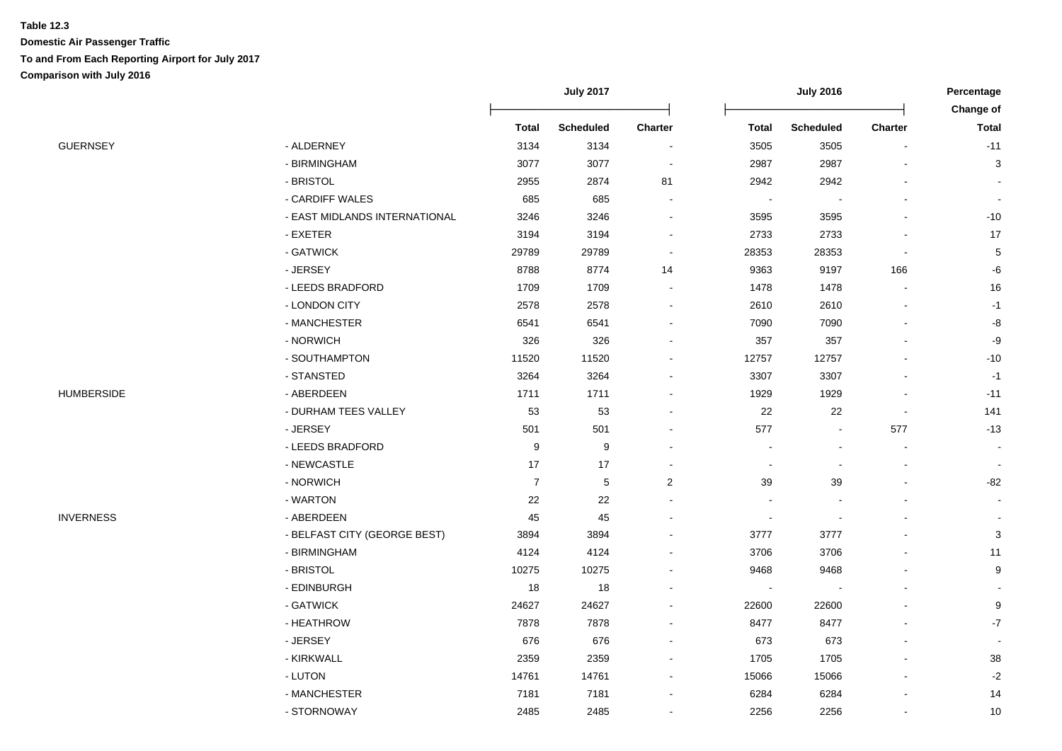**Table 12.3**

**Domestic Air Passenger Traffic**

**To and From Each Reporting Airport for July 2017**

**Comparison with July 2016**

| | | July 2017 | | | July 2016 | | | Percentage Change of |
|---|---|---|---|---|---|---|---|---|
| | | Total | Scheduled | Charter | Total | Scheduled | Charter | Total |
| GUERNSEY | - ALDERNEY | 3134 | 3134 | - | 3505 | 3505 | - | -11 |
| | - BIRMINGHAM | 3077 | 3077 | - | 2987 | 2987 | - | 3 |
| | - BRISTOL | 2955 | 2874 | 81 | 2942 | 2942 | - | - |
| | - CARDIFF WALES | 685 | 685 | - | - | - | - | - |
| | - EAST MIDLANDS INTERNATIONAL | 3246 | 3246 | - | 3595 | 3595 | - | -10 |
| | - EXETER | 3194 | 3194 | - | 2733 | 2733 | - | 17 |
| | - GATWICK | 29789 | 29789 | - | 28353 | 28353 | - | 5 |
| | - JERSEY | 8788 | 8774 | 14 | 9363 | 9197 | 166 | -6 |
| | - LEEDS BRADFORD | 1709 | 1709 | - | 1478 | 1478 | - | 16 |
| | - LONDON CITY | 2578 | 2578 | - | 2610 | 2610 | - | -1 |
| | - MANCHESTER | 6541 | 6541 | - | 7090 | 7090 | - | -8 |
| | - NORWICH | 326 | 326 | - | 357 | 357 | - | -9 |
| | - SOUTHAMPTON | 11520 | 11520 | - | 12757 | 12757 | - | -10 |
| | - STANSTED | 3264 | 3264 | - | 3307 | 3307 | - | -1 |
| HUMBERSIDE | - ABERDEEN | 1711 | 1711 | - | 1929 | 1929 | - | -11 |
| | - DURHAM TEES VALLEY | 53 | 53 | - | 22 | 22 | - | 141 |
| | - JERSEY | 501 | 501 | - | 577 | - | 577 | -13 |
| | - LEEDS BRADFORD | 9 | 9 | - | - | - | - | - |
| | - NEWCASTLE | 17 | 17 | - | - | - | - | - |
| | - NORWICH | 7 | 5 | 2 | 39 | 39 | - | -82 |
| | - WARTON | 22 | 22 | - | - | - | - | - |
| INVERNESS | - ABERDEEN | 45 | 45 | - | - | - | - | - |
| | - BELFAST CITY (GEORGE BEST) | 3894 | 3894 | - | 3777 | 3777 | - | 3 |
| | - BIRMINGHAM | 4124 | 4124 | - | 3706 | 3706 | - | 11 |
| | - BRISTOL | 10275 | 10275 | - | 9468 | 9468 | - | 9 |
| | - EDINBURGH | 18 | 18 | - | - | - | - | - |
| | - GATWICK | 24627 | 24627 | - | 22600 | 22600 | - | 9 |
| | - HEATHROW | 7878 | 7878 | - | 8477 | 8477 | - | -7 |
| | - JERSEY | 676 | 676 | - | 673 | 673 | - | - |
| | - KIRKWALL | 2359 | 2359 | - | 1705 | 1705 | - | 38 |
| | - LUTON | 14761 | 14761 | - | 15066 | 15066 | - | -2 |
| | - MANCHESTER | 7181 | 7181 | - | 6284 | 6284 | - | 14 |
| | - STORNOWAY | 2485 | 2485 | - | 2256 | 2256 | - | 10 |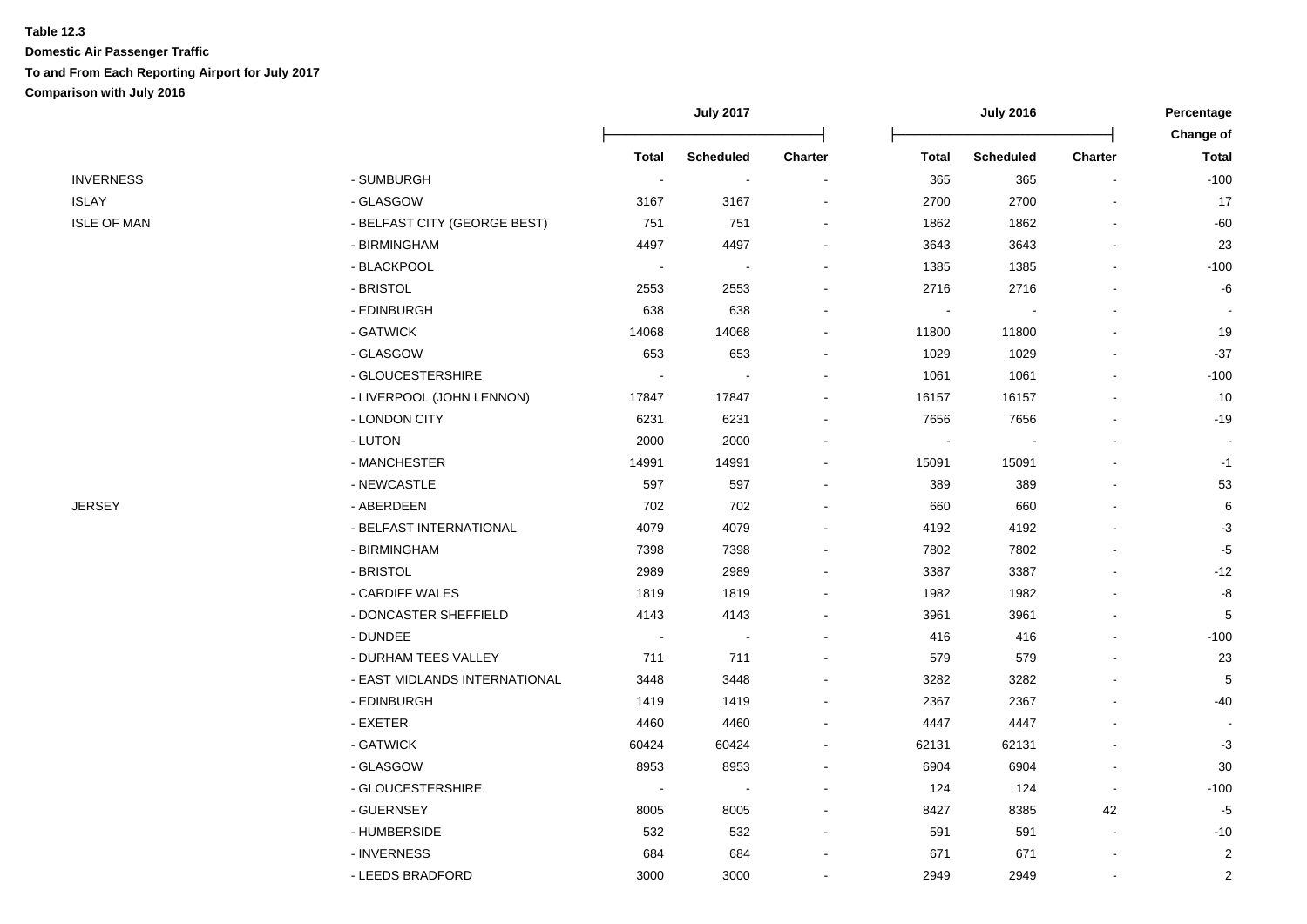**Table 12.3**

**Domestic Air Passenger Traffic**

**To and From Each Reporting Airport for July 2017**

**Comparison with July 2016**

| | | July 2017 | | | July 2016 | | | Percentage Change of |
|---|---|---|---|---|---|---|---|---|
| | | Total | Scheduled | Charter | Total | Scheduled | Charter | Total |
| INVERNESS | - SUMBURGH | - | - | - | 365 | 365 | - | -100 |
| ISLAY | - GLASGOW | 3167 | 3167 | - | 2700 | 2700 | - | 17 |
| ISLE OF MAN | - BELFAST CITY (GEORGE BEST) | 751 | 751 | - | 1862 | 1862 | - | -60 |
| | - BIRMINGHAM | 4497 | 4497 | - | 3643 | 3643 | - | 23 |
| | - BLACKPOOL | - | - | - | 1385 | 1385 | - | -100 |
| | - BRISTOL | 2553 | 2553 | - | 2716 | 2716 | - | -6 |
| | - EDINBURGH | 638 | 638 | - | - | - | - | - |
| | - GATWICK | 14068 | 14068 | - | 11800 | 11800 | - | 19 |
| | - GLASGOW | 653 | 653 | - | 1029 | 1029 | - | -37 |
| | - GLOUCESTERSHIRE | - | - | - | 1061 | 1061 | - | -100 |
| | - LIVERPOOL (JOHN LENNON) | 17847 | 17847 | - | 16157 | 16157 | - | 10 |
| | - LONDON CITY | 6231 | 6231 | - | 7656 | 7656 | - | -19 |
| | - LUTON | 2000 | 2000 | - | - | - | - | - |
| | - MANCHESTER | 14991 | 14991 | - | 15091 | 15091 | - | -1 |
| | - NEWCASTLE | 597 | 597 | - | 389 | 389 | - | 53 |
| JERSEY | - ABERDEEN | 702 | 702 | - | 660 | 660 | - | 6 |
| | - BELFAST INTERNATIONAL | 4079 | 4079 | - | 4192 | 4192 | - | -3 |
| | - BIRMINGHAM | 7398 | 7398 | - | 7802 | 7802 | - | -5 |
| | - BRISTOL | 2989 | 2989 | - | 3387 | 3387 | - | -12 |
| | - CARDIFF WALES | 1819 | 1819 | - | 1982 | 1982 | - | -8 |
| | - DONCASTER SHEFFIELD | 4143 | 4143 | - | 3961 | 3961 | - | 5 |
| | - DUNDEE | - | - | - | 416 | 416 | - | -100 |
| | - DURHAM TEES VALLEY | 711 | 711 | - | 579 | 579 | - | 23 |
| | - EAST MIDLANDS INTERNATIONAL | 3448 | 3448 | - | 3282 | 3282 | - | 5 |
| | - EDINBURGH | 1419 | 1419 | - | 2367 | 2367 | - | -40 |
| | - EXETER | 4460 | 4460 | - | 4447 | 4447 | - | - |
| | - GATWICK | 60424 | 60424 | - | 62131 | 62131 | - | -3 |
| | - GLASGOW | 8953 | 8953 | - | 6904 | 6904 | - | 30 |
| | - GLOUCESTERSHIRE | - | - | - | 124 | 124 | - | -100 |
| | - GUERNSEY | 8005 | 8005 | - | 8427 | 8385 | 42 | -5 |
| | - HUMBERSIDE | 532 | 532 | - | 591 | 591 | - | -10 |
| | - INVERNESS | 684 | 684 | - | 671 | 671 | - | 2 |
| | - LEEDS BRADFORD | 3000 | 3000 | - | 2949 | 2949 | - | 2 |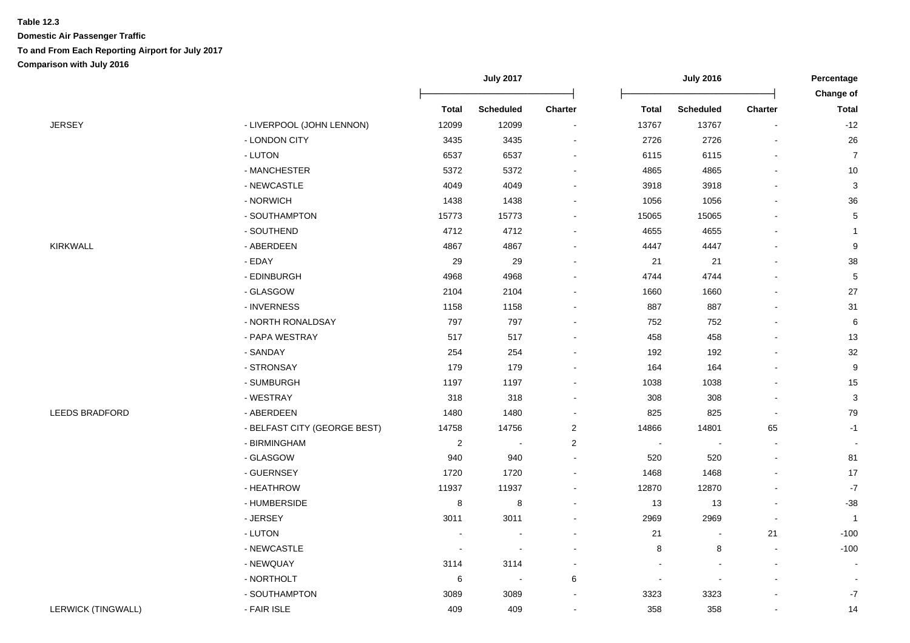**Table 12.3**

**Domestic Air Passenger Traffic**

**To and From Each Reporting Airport for July 2017**

**Comparison with July 2016**

| | | July 2017 | | | July 2016 | | | Percentage Change of |
|---|---|---|---|---|---|---|---|---|
| | | Total | Scheduled | Charter | Total | Scheduled | Charter | Total |
| JERSEY | - LIVERPOOL (JOHN LENNON) | 12099 | 12099 | - | 13767 | 13767 | - | -12 |
| | - LONDON CITY | 3435 | 3435 | - | 2726 | 2726 | - | 26 |
| | - LUTON | 6537 | 6537 | - | 6115 | 6115 | - | 7 |
| | - MANCHESTER | 5372 | 5372 | - | 4865 | 4865 | - | 10 |
| | - NEWCASTLE | 4049 | 4049 | - | 3918 | 3918 | - | 3 |
| | - NORWICH | 1438 | 1438 | - | 1056 | 1056 | - | 36 |
| | - SOUTHAMPTON | 15773 | 15773 | - | 15065 | 15065 | - | 5 |
| | - SOUTHEND | 4712 | 4712 | - | 4655 | 4655 | - | 1 |
| KIRKWALL | - ABERDEEN | 4867 | 4867 | - | 4447 | 4447 | - | 9 |
| | - EDAY | 29 | 29 | - | 21 | 21 | - | 38 |
| | - EDINBURGH | 4968 | 4968 | - | 4744 | 4744 | - | 5 |
| | - GLASGOW | 2104 | 2104 | - | 1660 | 1660 | - | 27 |
| | - INVERNESS | 1158 | 1158 | - | 887 | 887 | - | 31 |
| | - NORTH RONALDSAY | 797 | 797 | - | 752 | 752 | - | 6 |
| | - PAPA WESTRAY | 517 | 517 | - | 458 | 458 | - | 13 |
| | - SANDAY | 254 | 254 | - | 192 | 192 | - | 32 |
| | - STRONSAY | 179 | 179 | - | 164 | 164 | - | 9 |
| | - SUMBURGH | 1197 | 1197 | - | 1038 | 1038 | - | 15 |
| | - WESTRAY | 318 | 318 | - | 308 | 308 | - | 3 |
| LEEDS BRADFORD | - ABERDEEN | 1480 | 1480 | - | 825 | 825 | - | 79 |
| | - BELFAST CITY (GEORGE BEST) | 14758 | 14756 | 2 | 14866 | 14801 | 65 | -1 |
| | - BIRMINGHAM | 2 | - | 2 | - | - | - | - |
| | - GLASGOW | 940 | 940 | - | 520 | 520 | - | 81 |
| | - GUERNSEY | 1720 | 1720 | - | 1468 | 1468 | - | 17 |
| | - HEATHROW | 11937 | 11937 | - | 12870 | 12870 | - | -7 |
| | - HUMBERSIDE | 8 | 8 | - | 13 | 13 | - | -38 |
| | - JERSEY | 3011 | 3011 | - | 2969 | 2969 | - | 1 |
| | - LUTON | - | - | - | 21 | - | 21 | -100 |
| | - NEWCASTLE | - | - | - | 8 | 8 | - | -100 |
| | - NEWQUAY | 3114 | 3114 | - | - | - | - | - |
| | - NORTHOLT | 6 | - | 6 | - | - | - | - |
| | - SOUTHAMPTON | 3089 | 3089 | - | 3323 | 3323 | - | -7 |
| LERWICK (TINGWALL) | - FAIR ISLE | 409 | 409 | - | 358 | 358 | - | 14 |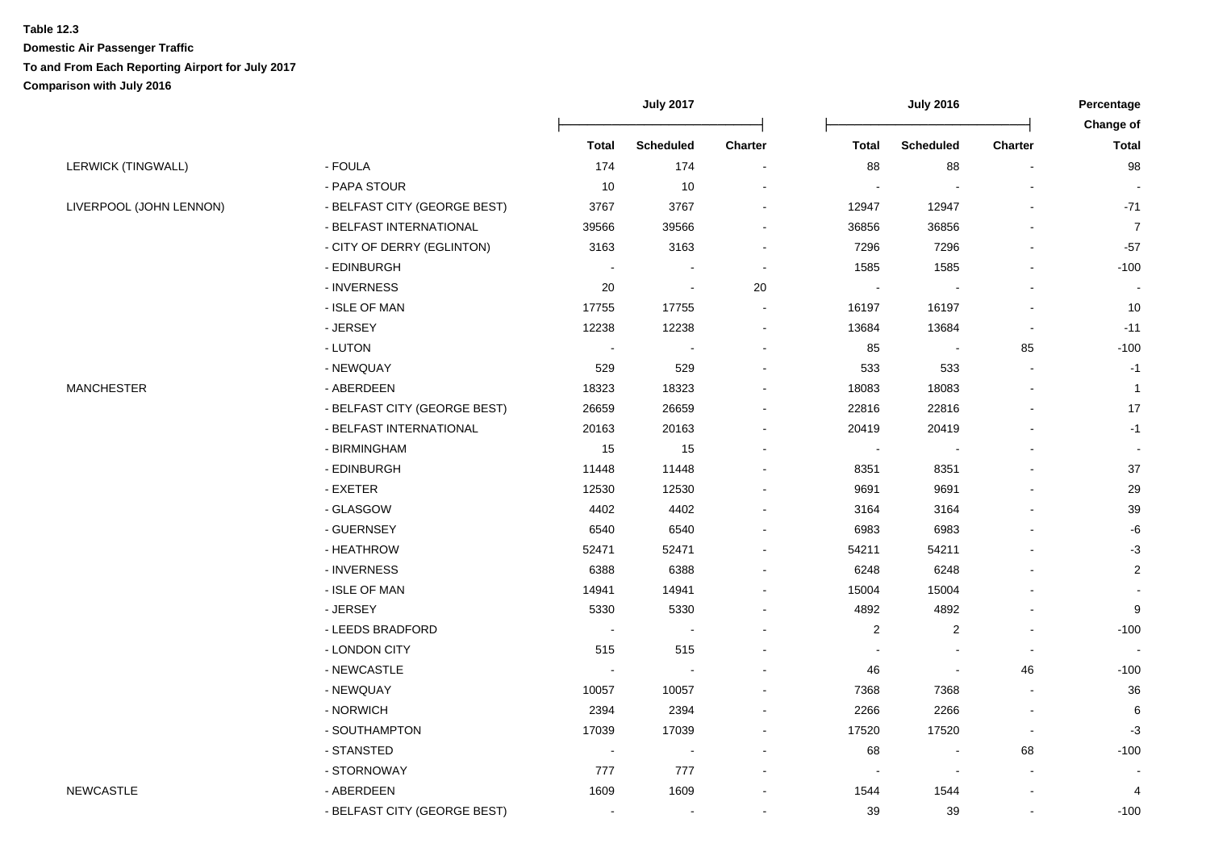**Table 12.3**

**Domestic Air Passenger Traffic**

**To and From Each Reporting Airport for July 2017**

**Comparison with July 2016**

| | | July 2017 | | | July 2016 | | | Percentage Change of |
|---|---|---|---|---|---|---|---|---|
| | | Total | Scheduled | Charter | Total | Scheduled | Charter | Total |
| LERWICK (TINGWALL) | - FOULA | 174 | 174 | - | 88 | 88 | - | 98 |
| | - PAPA STOUR | 10 | 10 | - | - | - | - | - |
| LIVERPOOL (JOHN LENNON) | - BELFAST CITY (GEORGE BEST) | 3767 | 3767 | - | 12947 | 12947 | - | -71 |
| | - BELFAST INTERNATIONAL | 39566 | 39566 | - | 36856 | 36856 | - | 7 |
| | - CITY OF DERRY (EGLINTON) | 3163 | 3163 | - | 7296 | 7296 | - | -57 |
| | - EDINBURGH | - | - | - | 1585 | 1585 | - | -100 |
| | - INVERNESS | 20 | - | 20 | - | - | - | - |
| | - ISLE OF MAN | 17755 | 17755 | - | 16197 | 16197 | - | 10 |
| | - JERSEY | 12238 | 12238 | - | 13684 | 13684 | - | -11 |
| | - LUTON | - | - | - | 85 | - | 85 | -100 |
| | - NEWQUAY | 529 | 529 | - | 533 | 533 | - | -1 |
| MANCHESTER | - ABERDEEN | 18323 | 18323 | - | 18083 | 18083 | - | 1 |
| | - BELFAST CITY (GEORGE BEST) | 26659 | 26659 | - | 22816 | 22816 | - | 17 |
| | - BELFAST INTERNATIONAL | 20163 | 20163 | - | 20419 | 20419 | - | -1 |
| | - BIRMINGHAM | 15 | 15 | - | - | - | - | - |
| | - EDINBURGH | 11448 | 11448 | - | 8351 | 8351 | - | 37 |
| | - EXETER | 12530 | 12530 | - | 9691 | 9691 | - | 29 |
| | - GLASGOW | 4402 | 4402 | - | 3164 | 3164 | - | 39 |
| | - GUERNSEY | 6540 | 6540 | - | 6983 | 6983 | - | -6 |
| | - HEATHROW | 52471 | 52471 | - | 54211 | 54211 | - | -3 |
| | - INVERNESS | 6388 | 6388 | - | 6248 | 6248 | - | 2 |
| | - ISLE OF MAN | 14941 | 14941 | - | 15004 | 15004 | - | - |
| | - JERSEY | 5330 | 5330 | - | 4892 | 4892 | - | 9 |
| | - LEEDS BRADFORD | - | - | - | 2 | 2 | - | -100 |
| | - LONDON CITY | 515 | 515 | - | - | - | - | - |
| | - NEWCASTLE | - | - | - | 46 | - | 46 | -100 |
| | - NEWQUAY | 10057 | 10057 | - | 7368 | 7368 | - | 36 |
| | - NORWICH | 2394 | 2394 | - | 2266 | 2266 | - | 6 |
| | - SOUTHAMPTON | 17039 | 17039 | - | 17520 | 17520 | - | -3 |
| | - STANSTED | - | - | - | 68 | - | 68 | -100 |
| | - STORNOWAY | 777 | 777 | - | - | - | - | - |
| NEWCASTLE | - ABERDEEN | 1609 | 1609 | - | 1544 | 1544 | - | 4 |
| | - BELFAST CITY (GEORGE BEST) | - | - | - | 39 | 39 | - | -100 |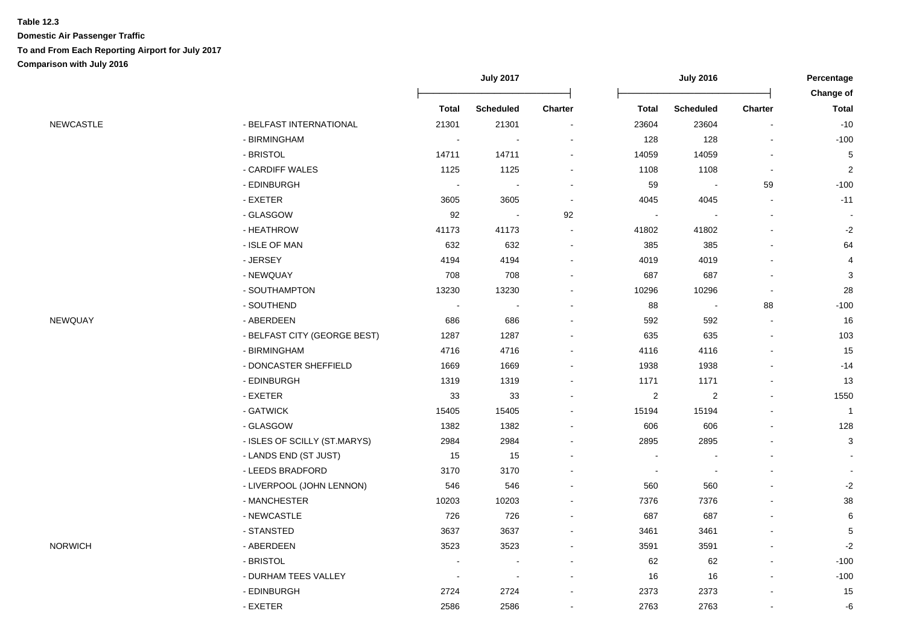**Table 12.3**

**Domestic Air Passenger Traffic**

**To and From Each Reporting Airport for July 2017**

**Comparison with July 2016**

| | | July 2017 | | | July 2016 | | | Percentage Change of |
|---|---|---|---|---|---|---|---|---|
| | | Total | Scheduled | Charter | Total | Scheduled | Charter | Total |
| NEWCASTLE | - BELFAST INTERNATIONAL | 21301 | 21301 | - | 23604 | 23604 | - | -10 |
| | - BIRMINGHAM | - | - | - | 128 | 128 | - | -100 |
| | - BRISTOL | 14711 | 14711 | - | 14059 | 14059 | - | 5 |
| | - CARDIFF WALES | 1125 | 1125 | - | 1108 | 1108 | - | 2 |
| | - EDINBURGH | - | - | - | 59 | - | 59 | -100 |
| | - EXETER | 3605 | 3605 | - | 4045 | 4045 | - | -11 |
| | - GLASGOW | 92 | - | 92 | - | - | - | - |
| | - HEATHROW | 41173 | 41173 | - | 41802 | 41802 | - | -2 |
| | - ISLE OF MAN | 632 | 632 | - | 385 | 385 | - | 64 |
| | - JERSEY | 4194 | 4194 | - | 4019 | 4019 | - | 4 |
| | - NEWQUAY | 708 | 708 | - | 687 | 687 | - | 3 |
| | - SOUTHAMPTON | 13230 | 13230 | - | 10296 | 10296 | - | 28 |
| | - SOUTHEND | - | - | - | 88 | - | 88 | -100 |
| NEWQUAY | - ABERDEEN | 686 | 686 | - | 592 | 592 | - | 16 |
| | - BELFAST CITY (GEORGE BEST) | 1287 | 1287 | - | 635 | 635 | - | 103 |
| | - BIRMINGHAM | 4716 | 4716 | - | 4116 | 4116 | - | 15 |
| | - DONCASTER SHEFFIELD | 1669 | 1669 | - | 1938 | 1938 | - | -14 |
| | - EDINBURGH | 1319 | 1319 | - | 1171 | 1171 | - | 13 |
| | - EXETER | 33 | 33 | - | 2 | 2 | - | 1550 |
| | - GATWICK | 15405 | 15405 | - | 15194 | 15194 | - | 1 |
| | - GLASGOW | 1382 | 1382 | - | 606 | 606 | - | 128 |
| | - ISLES OF SCILLY (ST.MARYS) | 2984 | 2984 | - | 2895 | 2895 | - | 3 |
| | - LANDS END (ST JUST) | 15 | 15 | - | - | - | - | - |
| | - LEEDS BRADFORD | 3170 | 3170 | - | - | - | - | - |
| | - LIVERPOOL (JOHN LENNON) | 546 | 546 | - | 560 | 560 | - | -2 |
| | - MANCHESTER | 10203 | 10203 | - | 7376 | 7376 | - | 38 |
| | - NEWCASTLE | 726 | 726 | - | 687 | 687 | - | 6 |
| | - STANSTED | 3637 | 3637 | - | 3461 | 3461 | - | 5 |
| NORWICH | - ABERDEEN | 3523 | 3523 | - | 3591 | 3591 | - | -2 |
| | - BRISTOL | - | - | - | 62 | 62 | - | -100 |
| | - DURHAM TEES VALLEY | - | - | - | 16 | 16 | - | -100 |
| | - EDINBURGH | 2724 | 2724 | - | 2373 | 2373 | - | 15 |
| | - EXETER | 2586 | 2586 | - | 2763 | 2763 | - | -6 |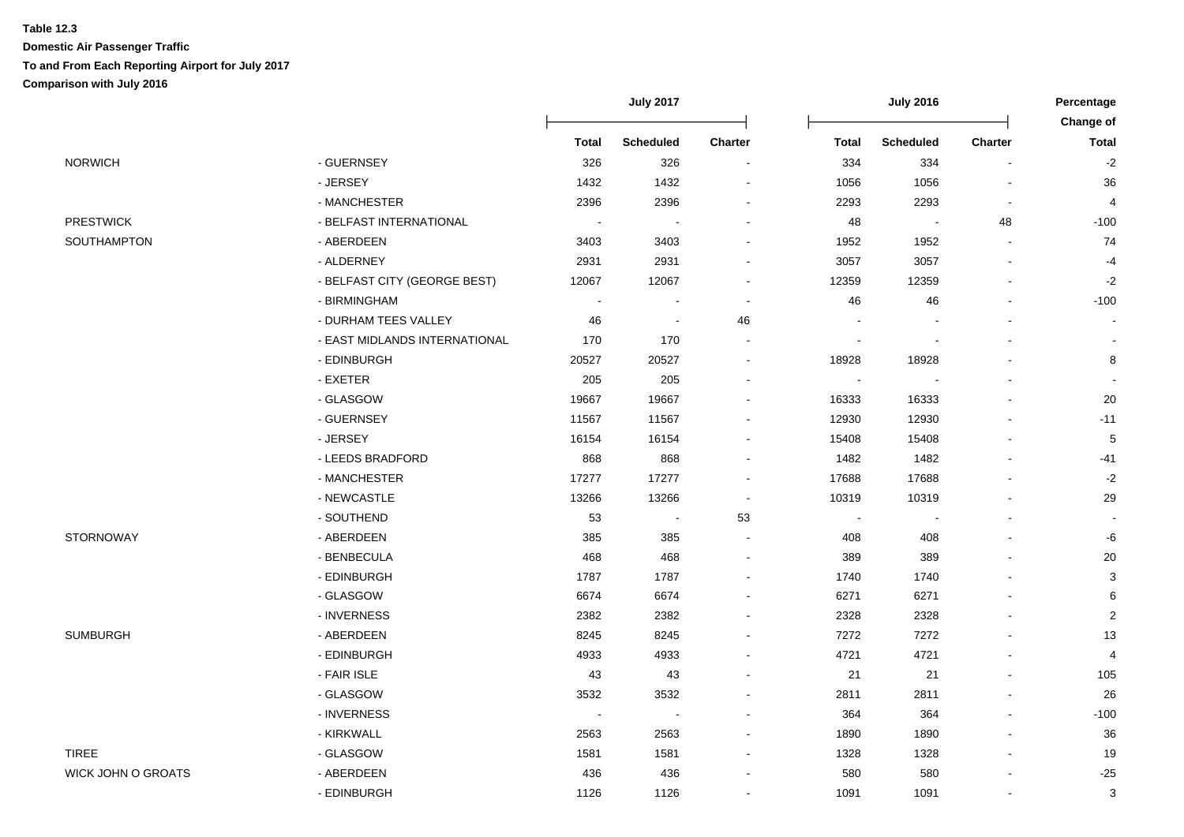**Table 12.3**

**Domestic Air Passenger Traffic**

**To and From Each Reporting Airport for July 2017**

**Comparison with July 2016**

| | | July 2017 | | | July 2016 | | | Percentage Change of |
|---|---|---|---|---|---|---|---|---|
| | | **Total** | **Scheduled** | **Charter** | **Total** | **Scheduled** | **Charter** | **Total** |
| NORWICH | - GUERNSEY | 326 | 326 | - | 334 | 334 | - | -2 |
| | - JERSEY | 1432 | 1432 | - | 1056 | 1056 | - | 36 |
| | - MANCHESTER | 2396 | 2396 | - | 2293 | 2293 | - | 4 |
| PRESTWICK | - BELFAST INTERNATIONAL | - | - | - | 48 | - | 48 | -100 |
| SOUTHAMPTON | - ABERDEEN | 3403 | 3403 | - | 1952 | 1952 | - | 74 |
| | - ALDERNEY | 2931 | 2931 | - | 3057 | 3057 | - | -4 |
| | - BELFAST CITY (GEORGE BEST) | 12067 | 12067 | - | 12359 | 12359 | - | -2 |
| | - BIRMINGHAM | - | - | - | 46 | 46 | - | -100 |
| | - DURHAM TEES VALLEY | 46 | - | 46 | - | - | - | - |
| | - EAST MIDLANDS INTERNATIONAL | 170 | 170 | - | - | - | - | - |
| | - EDINBURGH | 20527 | 20527 | - | 18928 | 18928 | - | 8 |
| | - EXETER | 205 | 205 | - | - | - | - | - |
| | - GLASGOW | 19667 | 19667 | - | 16333 | 16333 | - | 20 |
| | - GUERNSEY | 11567 | 11567 | - | 12930 | 12930 | - | -11 |
| | - JERSEY | 16154 | 16154 | - | 15408 | 15408 | - | 5 |
| | - LEEDS BRADFORD | 868 | 868 | - | 1482 | 1482 | - | -41 |
| | - MANCHESTER | 17277 | 17277 | - | 17688 | 17688 | - | -2 |
| | - NEWCASTLE | 13266 | 13266 | - | 10319 | 10319 | - | 29 |
| | - SOUTHEND | 53 | - | 53 | - | - | - | - |
| STORNOWAY | - ABERDEEN | 385 | 385 | - | 408 | 408 | - | -6 |
| | - BENBECULA | 468 | 468 | - | 389 | 389 | - | 20 |
| | - EDINBURGH | 1787 | 1787 | - | 1740 | 1740 | - | 3 |
| | - GLASGOW | 6674 | 6674 | - | 6271 | 6271 | - | 6 |
| | - INVERNESS | 2382 | 2382 | - | 2328 | 2328 | - | 2 |
| SUMBURGH | - ABERDEEN | 8245 | 8245 | - | 7272 | 7272 | - | 13 |
| | - EDINBURGH | 4933 | 4933 | - | 4721 | 4721 | - | 4 |
| | - FAIR ISLE | 43 | 43 | - | 21 | 21 | - | 105 |
| | - GLASGOW | 3532 | 3532 | - | 2811 | 2811 | - | 26 |
| | - INVERNESS | - | - | - | 364 | 364 | - | -100 |
| | - KIRKWALL | 2563 | 2563 | - | 1890 | 1890 | - | 36 |
| TIREE | - GLASGOW | 1581 | 1581 | - | 1328 | 1328 | - | 19 |
| WICK JOHN O GROATS | - ABERDEEN | 436 | 436 | - | 580 | 580 | - | -25 |
| | - EDINBURGH | 1126 | 1126 | - | 1091 | 1091 | - | 3 |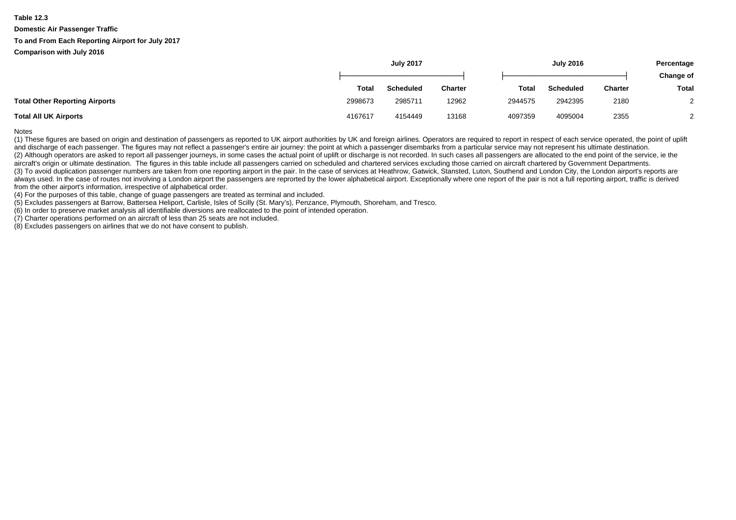**Table 12.3**

**Domestic Air Passenger Traffic**

**To and From Each Reporting Airport for July 2017**

**Comparison with July 2016**

| | July 2017 | | | July 2016 | | | Percentage Change of |
|---|---|---|---|---|---|---|---|
| | Total | Scheduled | Charter | Total | Scheduled | Charter | Total |
| **Total Other Reporting Airports** | 2998673 | 2985711 | 12962 | 2944575 | 2942395 | 2180 | 2 |
| **Total All UK Airports** | 4167617 | 4154449 | 13168 | 4097359 | 4095004 | 2355 | 2 |

Notes

(1) These figures are based on origin and destination of passengers as reported to UK airport authorities by UK and foreign airlines. Operators are required to report in respect of each service operated, the point of uplift and discharge of each passenger. The figures may not reflect a passenger's entire air journey: the point at which a passenger disembarks from a particular service may not represent his ultimate destination.

(2) Although operators are asked to report all passenger journeys, in some cases the actual point of uplift or discharge is not recorded. In such cases all passengers are allocated to the end point of the service, ie the aircraft's origin or ultimate destination. The figures in this table include all passengers carried on scheduled and chartered services excluding those carried on aircraft chartered by Government Departments.

(3) To avoid duplication passenger numbers are taken from one reporting airport in the pair. In the case of services at Heathrow, Gatwick, Stansted, Luton, Southend and London City, the London airport's reports are always used. In the case of routes not involving a London airport the passengers are reprorted by the lower alphabetical airport. Exceptionally where one report of the pair is not a full reporting airport, traffic is derived from the other airport's information, irrespective of alphabetical order.

(4) For the purposes of this table, change of guage passengers are treated as terminal and included.

(5) Excludes passengers at Barrow, Battersea Heliport, Carlisle, Isles of Scilly (St. Mary's), Penzance, Plymouth, Shoreham, and Tresco.

(6) In order to preserve market analysis all identifiable diversions are reallocated to the point of intended operation.

(7) Charter operations performed on an aircraft of less than 25 seats are not included.

(8) Excludes passengers on airlines that we do not have consent to publish.